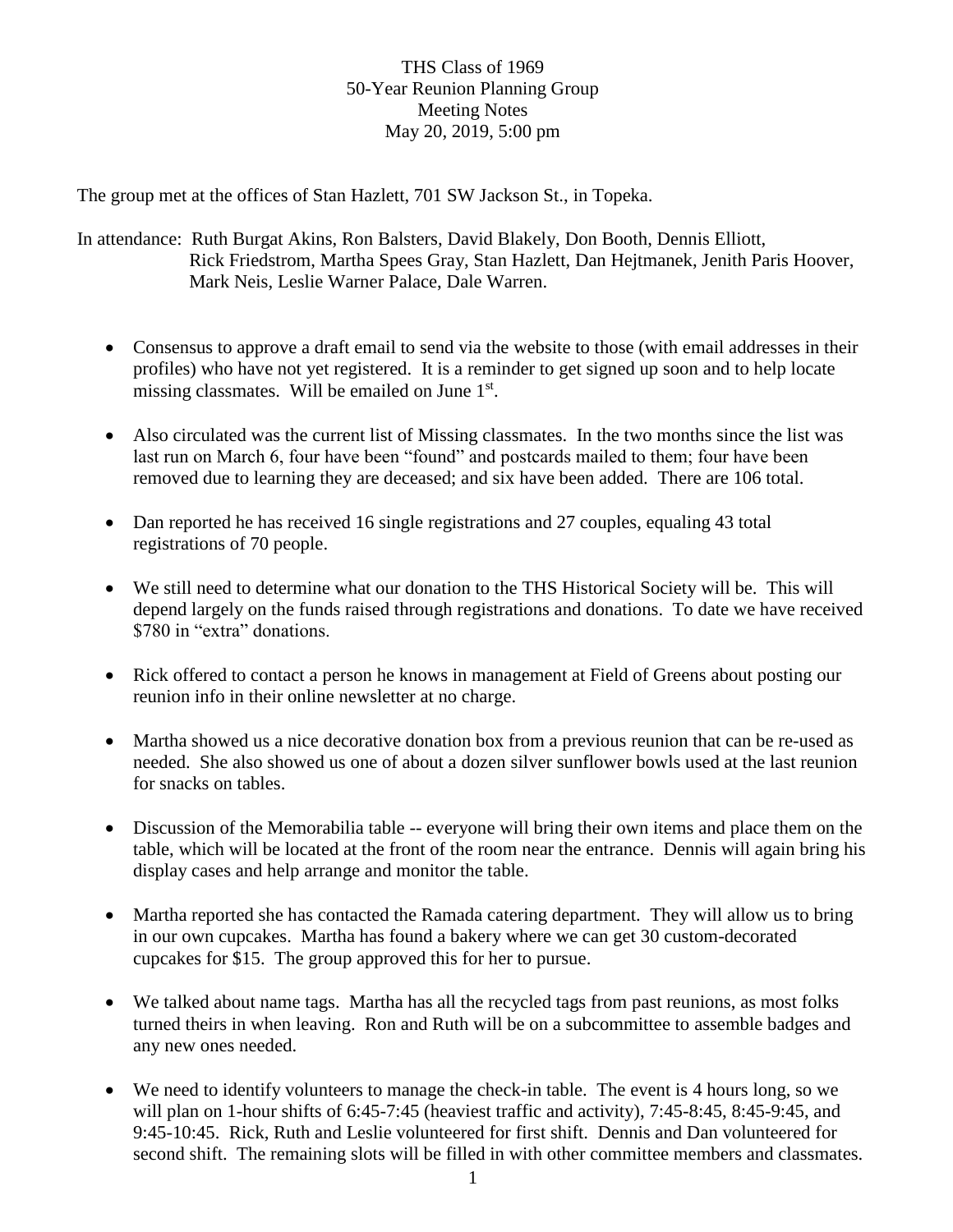THS Class of 1969
50-Year Reunion Planning Group
Meeting Notes
May 20, 2019, 5:00 pm

The group met at the offices of Stan Hazlett, 701 SW Jackson St., in Topeka.

In attendance: Ruth Burgat Akins, Ron Balsters, David Blakely, Don Booth, Dennis Elliott, Rick Friedstrom, Martha Spees Gray, Stan Hazlett, Dan Hejtmanek, Jenith Paris Hoover, Mark Neis, Leslie Warner Palace, Dale Warren.

- Consensus to approve a draft email to send via the website to those (with email addresses in their profiles) who have not yet registered. It is a reminder to get signed up soon and to help locate missing classmates. Will be emailed on June 1st.

- Also circulated was the current list of Missing classmates. In the two months since the list was last run on March 6, four have been "found" and postcards mailed to them; four have been removed due to learning they are deceased; and six have been added. There are 106 total.

- Dan reported he has received 16 single registrations and 27 couples, equaling 43 total registrations of 70 people.

- We still need to determine what our donation to the THS Historical Society will be. This will depend largely on the funds raised through registrations and donations. To date we have received $780 in "extra" donations.

- Rick offered to contact a person he knows in management at Field of Greens about posting our reunion info in their online newsletter at no charge.

- Martha showed us a nice decorative donation box from a previous reunion that can be re-used as needed. She also showed us one of about a dozen silver sunflower bowls used at the last reunion for snacks on tables.

- Discussion of the Memorabilia table -- everyone will bring their own items and place them on the table, which will be located at the front of the room near the entrance. Dennis will again bring his display cases and help arrange and monitor the table.

- Martha reported she has contacted the Ramada catering department. They will allow us to bring in our own cupcakes. Martha has found a bakery where we can get 30 custom-decorated cupcakes for $15. The group approved this for her to pursue.

- We talked about name tags. Martha has all the recycled tags from past reunions, as most folks turned theirs in when leaving. Ron and Ruth will be on a subcommittee to assemble badges and any new ones needed.

- We need to identify volunteers to manage the check-in table. The event is 4 hours long, so we will plan on 1-hour shifts of 6:45-7:45 (heaviest traffic and activity), 7:45-8:45, 8:45-9:45, and 9:45-10:45. Rick, Ruth and Leslie volunteered for first shift. Dennis and Dan volunteered for second shift. The remaining slots will be filled in with other committee members and classmates.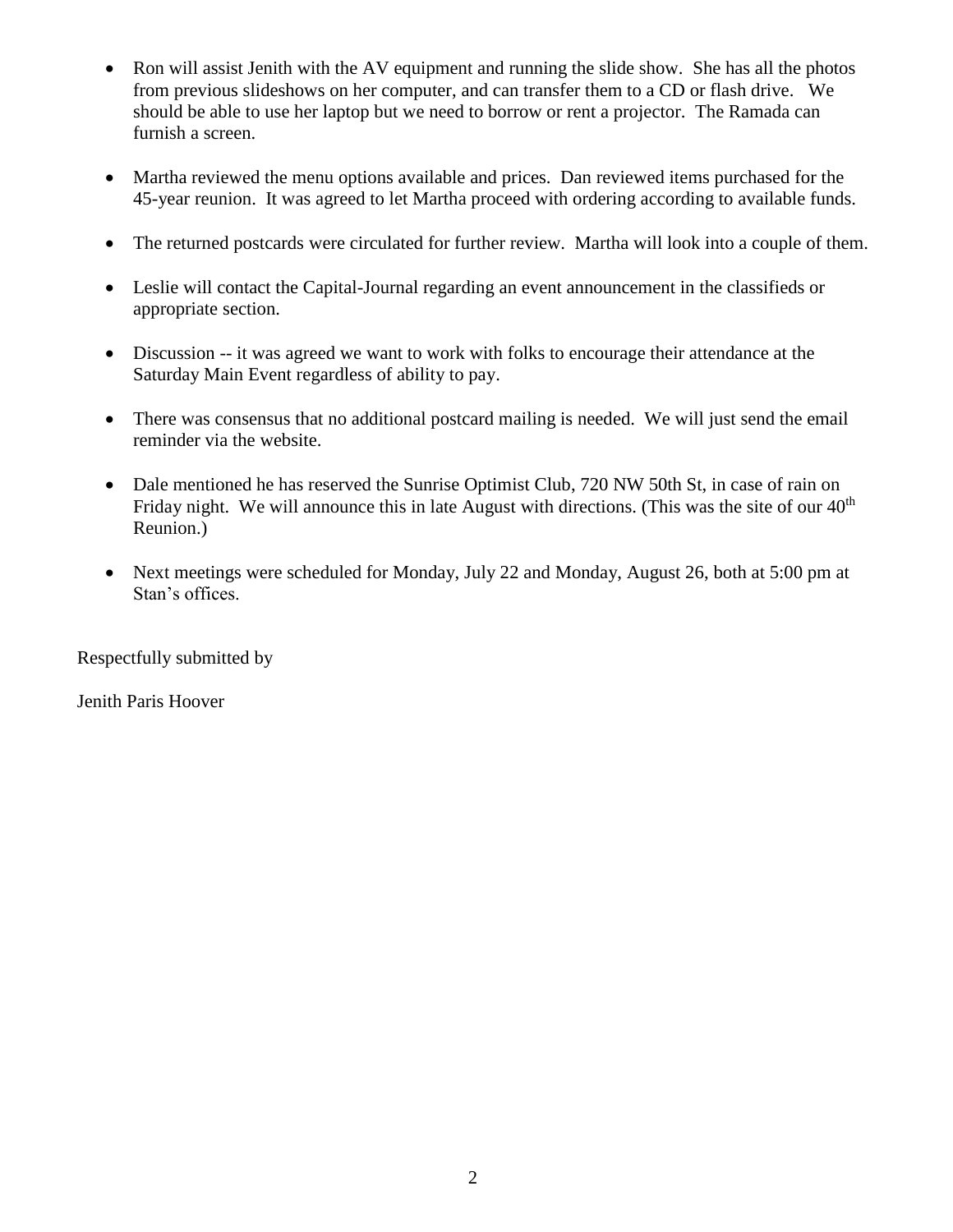- Ron will assist Jenith with the AV equipment and running the slide show. She has all the photos from previous slideshows on her computer, and can transfer them to a CD or flash drive. We should be able to use her laptop but we need to borrow or rent a projector. The Ramada can furnish a screen.

- Martha reviewed the menu options available and prices. Dan reviewed items purchased for the 45-year reunion. It was agreed to let Martha proceed with ordering according to available funds.

- The returned postcards were circulated for further review. Martha will look into a couple of them.

- Leslie will contact the Capital-Journal regarding an event announcement in the classifieds or appropriate section.

- Discussion -- it was agreed we want to work with folks to encourage their attendance at the Saturday Main Event regardless of ability to pay.

- There was consensus that no additional postcard mailing is needed. We will just send the email reminder via the website.

- Dale mentioned he has reserved the Sunrise Optimist Club, 720 NW 50th St, in case of rain on Friday night. We will announce this in late August with directions. (This was the site of our 40th Reunion.)

- Next meetings were scheduled for Monday, July 22 and Monday, August 26, both at 5:00 pm at Stan's offices.

Respectfully submitted by

Jenith Paris Hoover